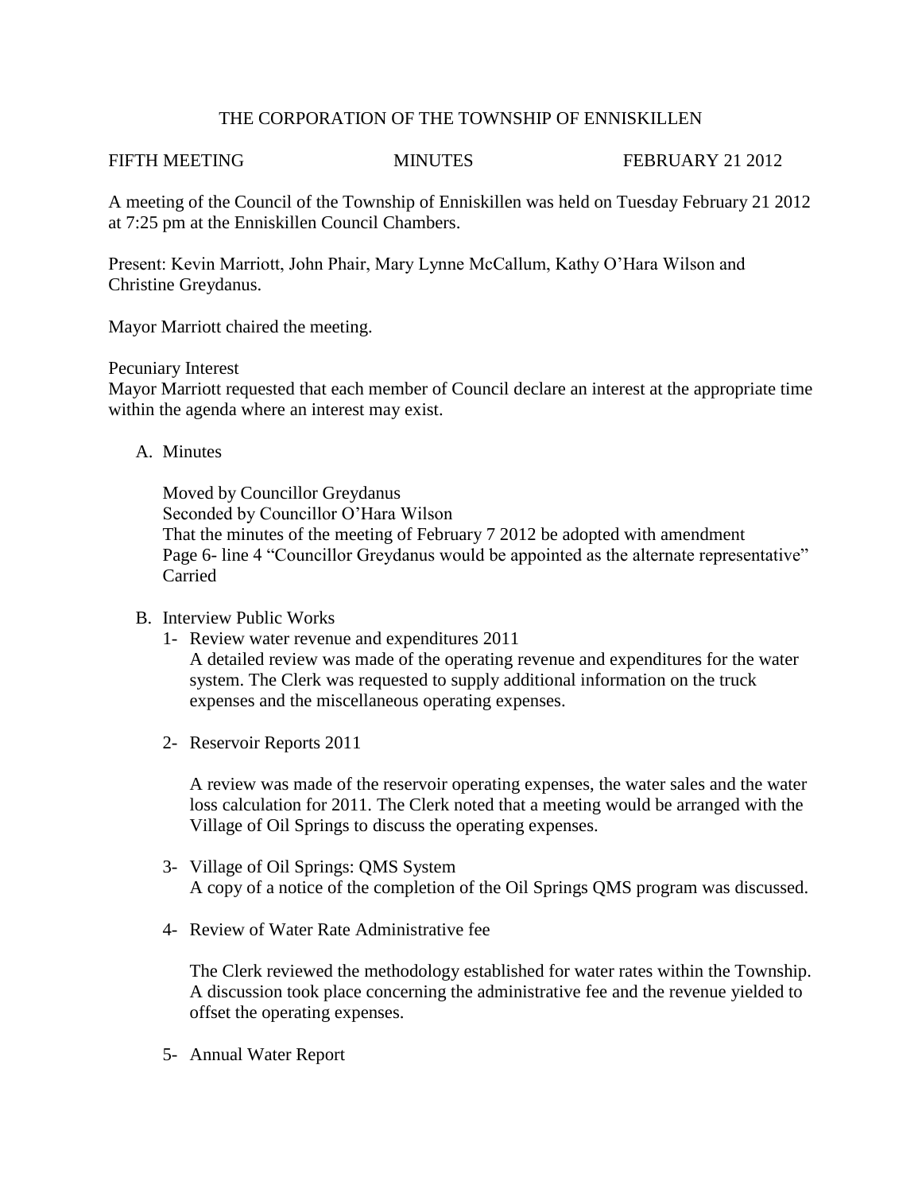# THE CORPORATION OF THE TOWNSHIP OF ENNISKILLEN

FIFTH MEETING MINUTES FEBRUARY 21 2012

A meeting of the Council of the Township of Enniskillen was held on Tuesday February 21 2012 at 7:25 pm at the Enniskillen Council Chambers.

Present: Kevin Marriott, John Phair, Mary Lynne McCallum, Kathy O'Hara Wilson and Christine Greydanus.

Mayor Marriott chaired the meeting.

Pecuniary Interest
Mayor Marriott requested that each member of Council declare an interest at the appropriate time within the agenda where an interest may exist.

A. Minutes

   Moved by Councillor Greydanus
   Seconded by Councillor O'Hara Wilson
   That the minutes of the meeting of February 7 2012 be adopted with amendment
   Page 6- line 4 "Councillor Greydanus would be appointed as the alternate representative"
   Carried

B. Interview Public Works

   1- Review water revenue and expenditures 2011
      A detailed review was made of the operating revenue and expenditures for the water system. The Clerk was requested to supply additional information on the truck expenses and the miscellaneous operating expenses.

   2- Reservoir Reports 2011

      A review was made of the reservoir operating expenses, the water sales and the water loss calculation for 2011. The Clerk noted that a meeting would be arranged with the Village of Oil Springs to discuss the operating expenses.

   3- Village of Oil Springs: QMS System
      A copy of a notice of the completion of the Oil Springs QMS program was discussed.

   4- Review of Water Rate Administrative fee

      The Clerk reviewed the methodology established for water rates within the Township. A discussion took place concerning the administrative fee and the revenue yielded to offset the operating expenses.

   5- Annual Water Report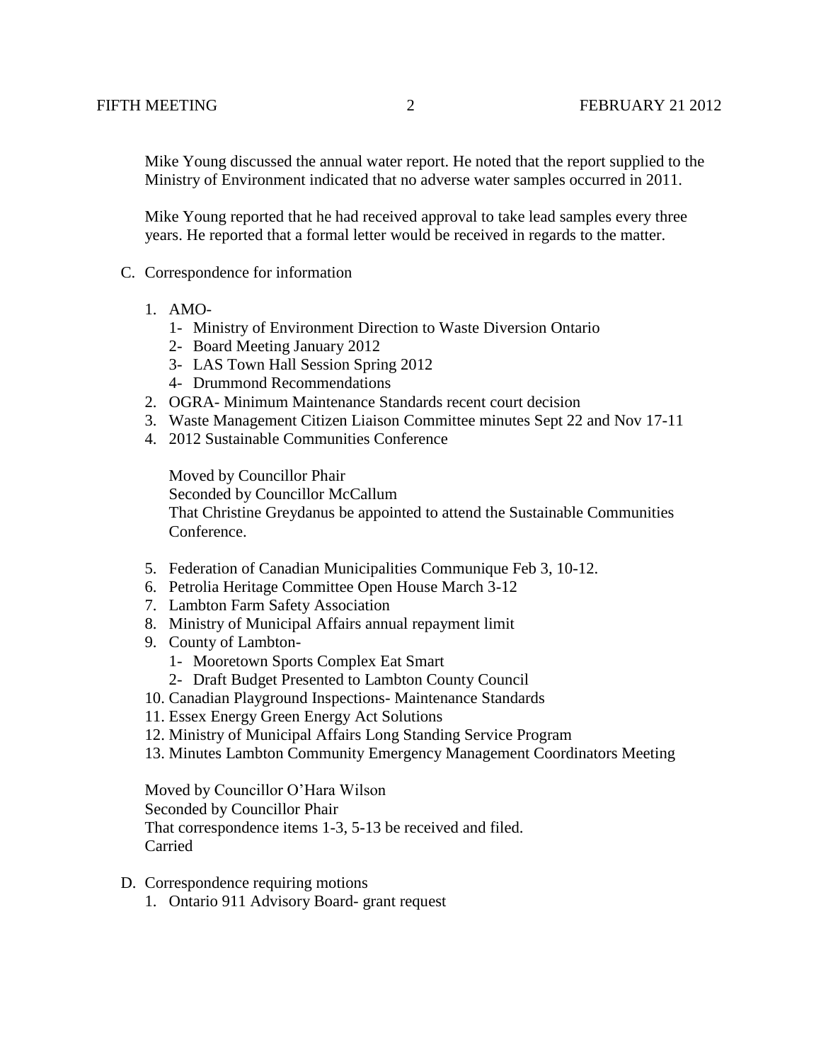Mike Young discussed the annual water report. He noted that the report supplied to the Ministry of Environment indicated that no adverse water samples occurred in 2011.

Mike Young reported that he had received approval to take lead samples every three years. He reported that a formal letter would be received in regards to the matter.

C. Correspondence for information

1. AMO-
   1- Ministry of Environment Direction to Waste Diversion Ontario
   2- Board Meeting January 2012
   3- LAS Town Hall Session Spring 2012
   4- Drummond Recommendations
2. OGRA- Minimum Maintenance Standards recent court decision
3. Waste Management Citizen Liaison Committee minutes Sept 22 and Nov 17-11
4. 2012 Sustainable Communities Conference

   Moved by Councillor Phair
   Seconded by Councillor McCallum
   That Christine Greydanus be appointed to attend the Sustainable Communities Conference.

5. Federation of Canadian Municipalities Communique Feb 3, 10-12.
6. Petrolia Heritage Committee Open House March 3-12
7. Lambton Farm Safety Association
8. Ministry of Municipal Affairs annual repayment limit
9. County of Lambton-
   1- Mooretown Sports Complex Eat Smart
   2- Draft Budget Presented to Lambton County Council
10. Canadian Playground Inspections- Maintenance Standards
11. Essex Energy Green Energy Act Solutions
12. Ministry of Municipal Affairs Long Standing Service Program
13. Minutes Lambton Community Emergency Management Coordinators Meeting

Moved by Councillor O'Hara Wilson
Seconded by Councillor Phair
That correspondence items 1-3, 5-13 be received and filed.
Carried

D. Correspondence requiring motions

1. Ontario 911 Advisory Board- grant request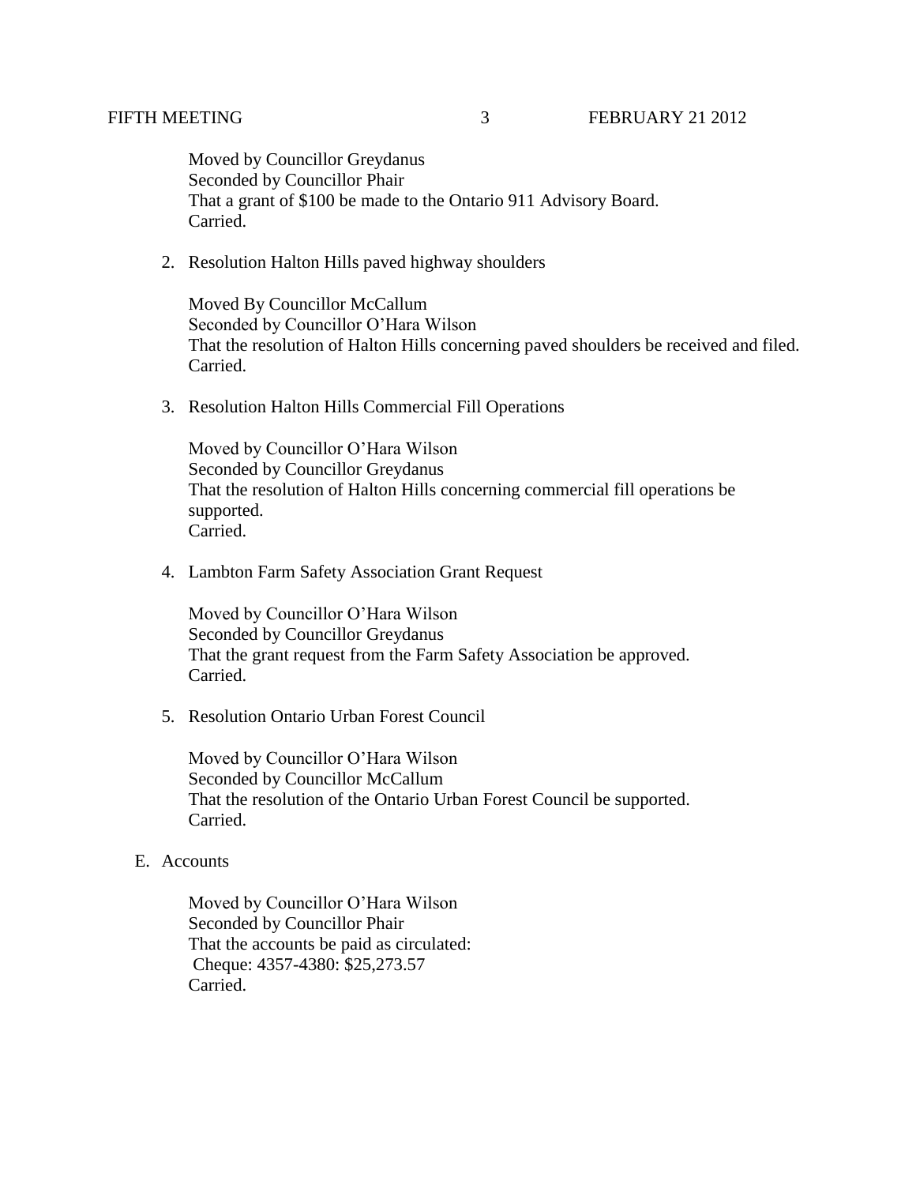Moved by Councillor Greydanus
Seconded by Councillor Phair
That a grant of $100 be made to the Ontario 911 Advisory Board.
Carried.

2. Resolution Halton Hills paved highway shoulders

   Moved By Councillor McCallum
   Seconded by Councillor O'Hara Wilson
   That the resolution of Halton Hills concerning paved shoulders be received and filed.
   Carried.

3. Resolution Halton Hills Commercial Fill Operations

   Moved by Councillor O'Hara Wilson
   Seconded by Councillor Greydanus
   That the resolution of Halton Hills concerning commercial fill operations be supported.
   Carried.

4. Lambton Farm Safety Association Grant Request

   Moved by Councillor O'Hara Wilson
   Seconded by Councillor Greydanus
   That the grant request from the Farm Safety Association be approved.
   Carried.

5. Resolution Ontario Urban Forest Council

   Moved by Councillor O'Hara Wilson
   Seconded by Councillor McCallum
   That the resolution of the Ontario Urban Forest Council be supported.
   Carried.

E. Accounts

   Moved by Councillor O'Hara Wilson
   Seconded by Councillor Phair
   That the accounts be paid as circulated:
   Cheque: 4357-4380: $25,273.57
   Carried.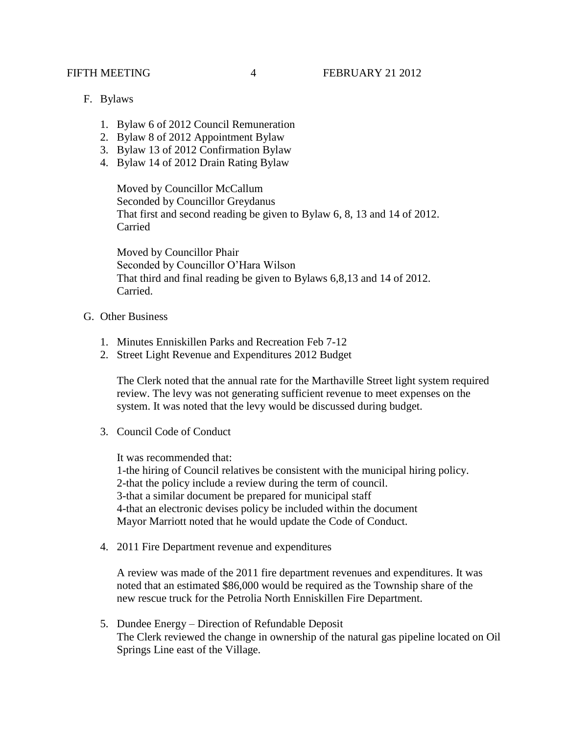F. Bylaws

1. Bylaw 6 of 2012 Council Remuneration
2. Bylaw 8 of 2012 Appointment Bylaw
3. Bylaw 13 of 2012 Confirmation Bylaw
4. Bylaw 14 of 2012 Drain Rating Bylaw

   Moved by Councillor McCallum
   Seconded by Councillor Greydanus
   That first and second reading be given to Bylaw 6, 8, 13 and 14 of 2012.
   Carried

   Moved by Councillor Phair
   Seconded by Councillor O'Hara Wilson
   That third and final reading be given to Bylaws 6,8,13 and 14 of 2012.
   Carried.

G. Other Business

1. Minutes Enniskillen Parks and Recreation Feb 7-12
2. Street Light Revenue and Expenditures 2012 Budget

   The Clerk noted that the annual rate for the Marthaville Street light system required review. The levy was not generating sufficient revenue to meet expenses on the system. It was noted that the levy would be discussed during budget.

3. Council Code of Conduct

   It was recommended that:
   1-the hiring of Council relatives be consistent with the municipal hiring policy.
   2-that the policy include a review during the term of council.
   3-that a similar document be prepared for municipal staff
   4-that an electronic devises policy be included within the document
   Mayor Marriott noted that he would update the Code of Conduct.

4. 2011 Fire Department revenue and expenditures

   A review was made of the 2011 fire department revenues and expenditures. It was noted that an estimated $86,000 would be required as the Township share of the new rescue truck for the Petrolia North Enniskillen Fire Department.

5. Dundee Energy – Direction of Refundable Deposit
   The Clerk reviewed the change in ownership of the natural gas pipeline located on Oil Springs Line east of the Village.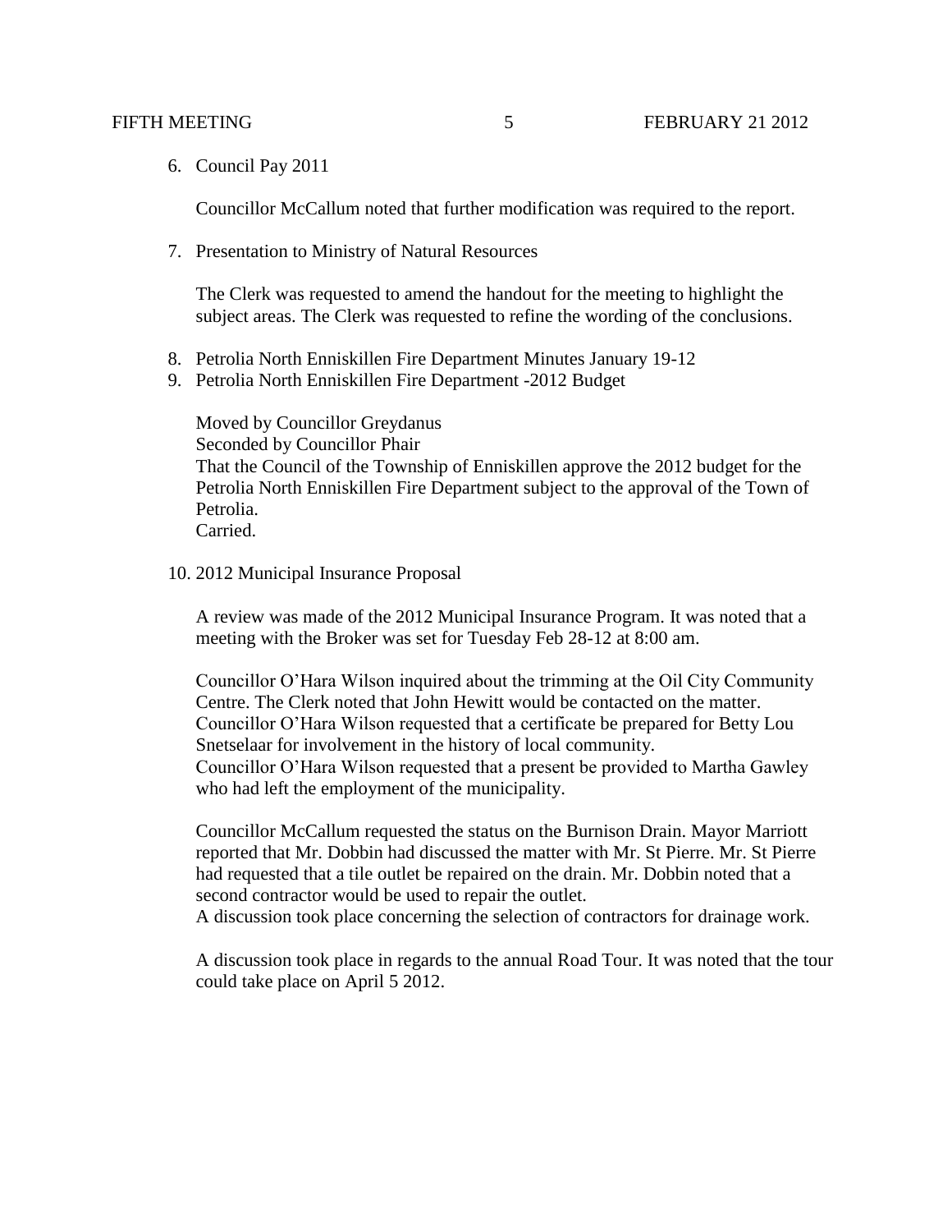6. Council Pay 2011

   Councillor McCallum noted that further modification was required to the report.

7. Presentation to Ministry of Natural Resources

   The Clerk was requested to amend the handout for the meeting to highlight the subject areas. The Clerk was requested to refine the wording of the conclusions.

8. Petrolia North Enniskillen Fire Department Minutes January 19-12
9. Petrolia North Enniskillen Fire Department -2012 Budget

   Moved by Councillor Greydanus
   Seconded by Councillor Phair
   That the Council of the Township of Enniskillen approve the 2012 budget for the Petrolia North Enniskillen Fire Department subject to the approval of the Town of Petrolia.
   Carried.

10. 2012 Municipal Insurance Proposal

    A review was made of the 2012 Municipal Insurance Program. It was noted that a meeting with the Broker was set for Tuesday Feb 28-12 at 8:00 am.

    Councillor O'Hara Wilson inquired about the trimming at the Oil City Community Centre. The Clerk noted that John Hewitt would be contacted on the matter.
    Councillor O'Hara Wilson requested that a certificate be prepared for Betty Lou Snetselaar for involvement in the history of local community.
    Councillor O'Hara Wilson requested that a present be provided to Martha Gawley who had left the employment of the municipality.

    Councillor McCallum requested the status on the Burnison Drain. Mayor Marriott reported that Mr. Dobbin had discussed the matter with Mr. St Pierre. Mr. St Pierre had requested that a tile outlet be repaired on the drain. Mr. Dobbin noted that a second contractor would be used to repair the outlet.
    A discussion took place concerning the selection of contractors for drainage work.

    A discussion took place in regards to the annual Road Tour. It was noted that the tour could take place on April 5 2012.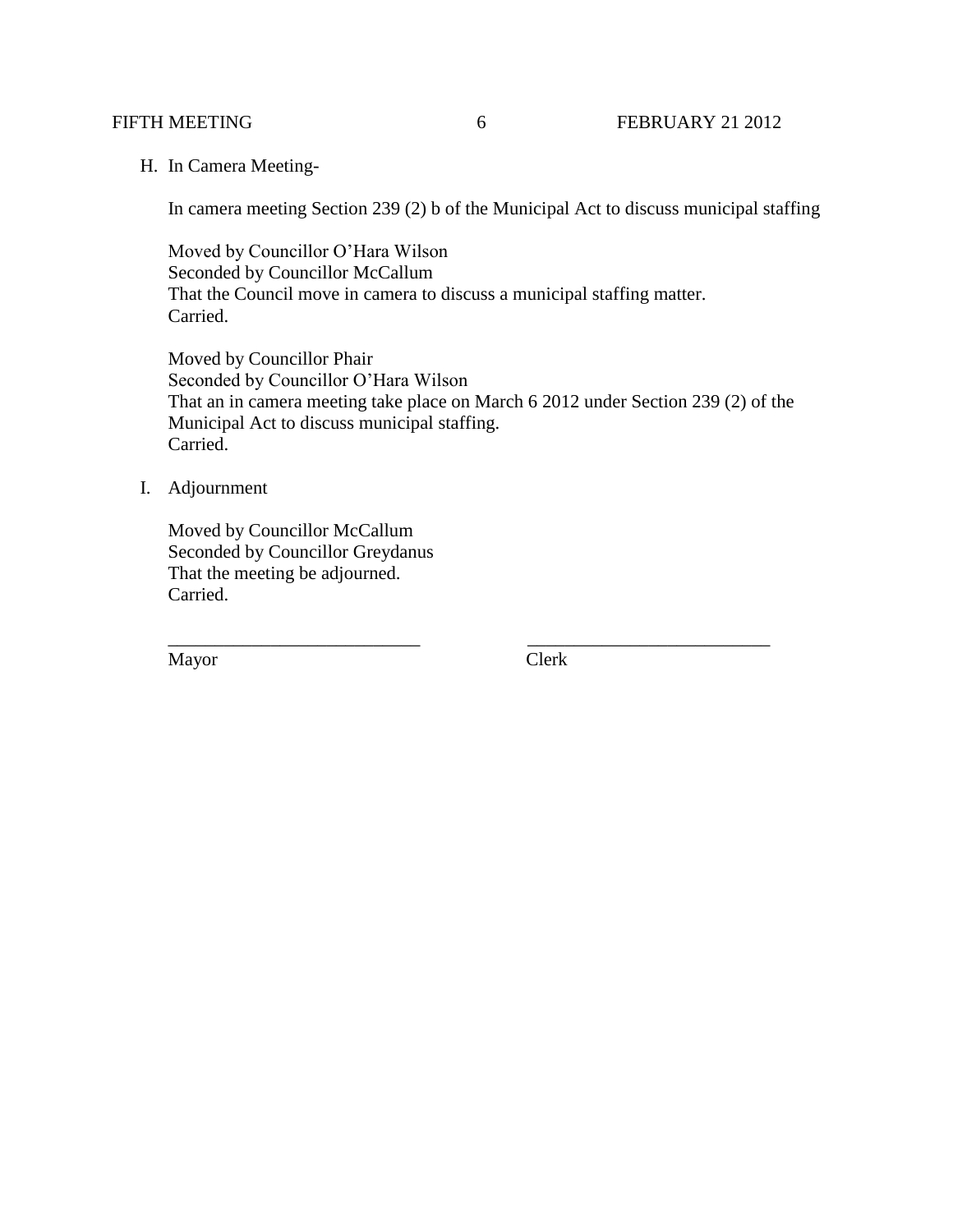H. In Camera Meeting-

In camera meeting Section 239 (2) b of the Municipal Act to discuss municipal staffing

Moved by Councillor O'Hara Wilson
Seconded by Councillor McCallum
That the Council move in camera to discuss a municipal staffing matter.
Carried.

Moved by Councillor Phair
Seconded by Councillor O'Hara Wilson
That an in camera meeting take place on March 6 2012 under Section 239 (2) of the Municipal Act to discuss municipal staffing.
Carried.

I. Adjournment

Moved by Councillor McCallum
Seconded by Councillor Greydanus
That the meeting be adjourned.
Carried.

\_\_\_\_\_\_\_\_\_\_\_\_\_\_\_\_\_\_\_\_\_\_\_\_\_\_\_ \_\_\_\_\_\_\_\_\_\_\_\_\_\_\_\_\_\_\_\_\_\_\_\_\_\_\_

Mayor Clerk